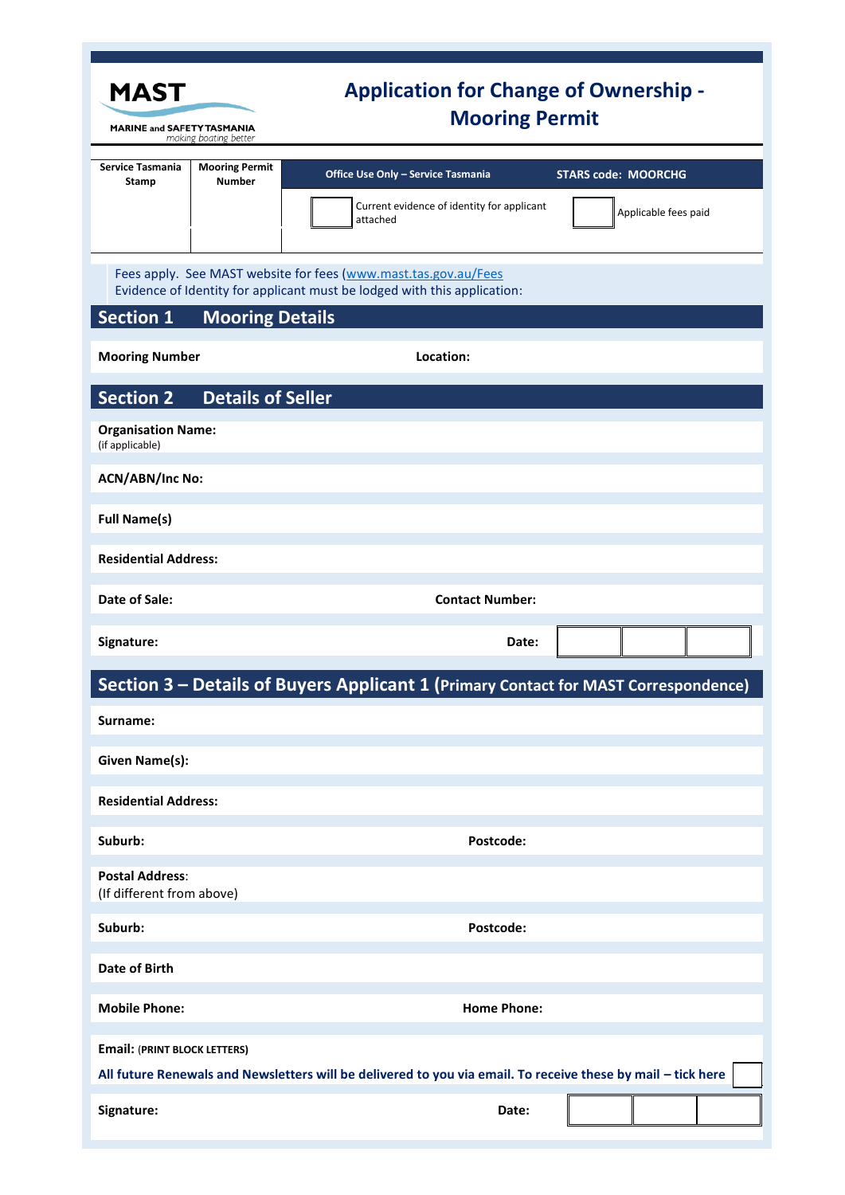MAST

MARINE and SAFETY TASMANIA
*making boating better*

# Application for Change of Ownership - Mooring Permit

| Service Tasmania Stamp | Mooring Permit Number | Office Use Only – Service Tasmania | STARS code: MOORCHG |
|---|---|---|---|
| | | ☐ Current evidence of identity for applicant attached | ☐ Applicable fees paid |

Fees apply. See MAST website for fees (www.mast.tas.gov.au/Fees
Evidence of Identity for applicant must be lodged with this application:

## Section 1 Mooring Details

**Mooring Number** **Location:**

## Section 2 Details of Seller

**Organisation Name:**
(if applicable)

**ACN/ABN/Inc No:**

**Full Name(s)**

**Residential Address:**

**Date of Sale:** **Contact Number:**

**Signature:** **Date:**

## Section 3 – Details of Buyers Applicant 1 (Primary Contact for MAST Correspondence)

**Surname:**

**Given Name(s):**

**Residential Address:**

**Suburb:** **Postcode:**

**Postal Address**:
(If different from above)

**Suburb:** **Postcode:**

**Date of Birth**

**Mobile Phone:** **Home Phone:**

**Email:** (PRINT BLOCK LETTERS)

**All future Renewals and Newsletters will be delivered to you via email. To receive these by mail – tick here** ☐

**Signature:** **Date:**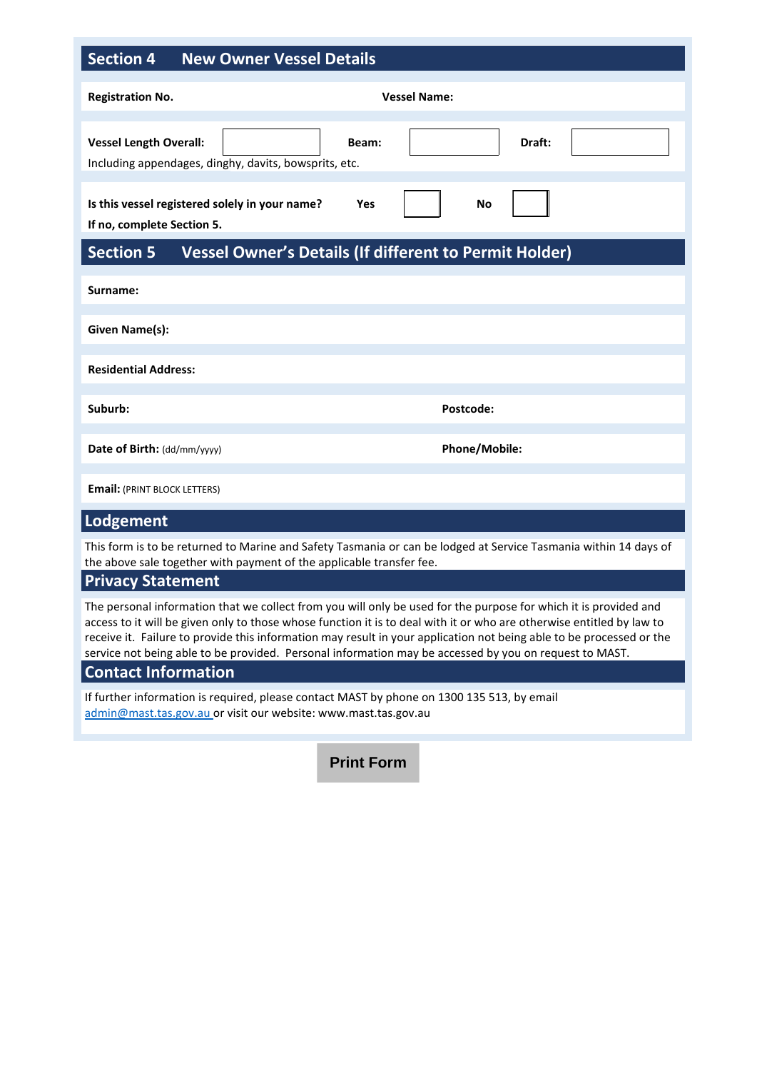## Section 4 New Owner Vessel Details

**Registration No.** **Vessel Name:**

**Vessel Length Overall:** **Beam:** **Draft:**

Including appendages, dinghy, davits, bowsprits, etc.

**Is this vessel registered solely in your name?** **Yes** **No**

**If no, complete Section 5.**

## Section 5 Vessel Owner's Details (If different to Permit Holder)

**Surname:**

**Given Name(s):**

**Residential Address:**

**Suburb:** **Postcode:**

**Date of Birth:** (dd/mm/yyyy) **Phone/Mobile:**

**Email:** (PRINT BLOCK LETTERS)

## Lodgement

This form is to be returned to Marine and Safety Tasmania or can be lodged at Service Tasmania within 14 days of the above sale together with payment of the applicable transfer fee.

## Privacy Statement

The personal information that we collect from you will only be used for the purpose for which it is provided and access to it will be given only to those whose function it is to deal with it or who are otherwise entitled by law to receive it. Failure to provide this information may result in your application not being able to be processed or the service not being able to be provided. Personal information may be accessed by you on request to MAST.

## Contact Information

If further information is required, please contact MAST by phone on 1300 135 513, by email admin@mast.tas.gov.au or visit our website: www.mast.tas.gov.au

Print Form